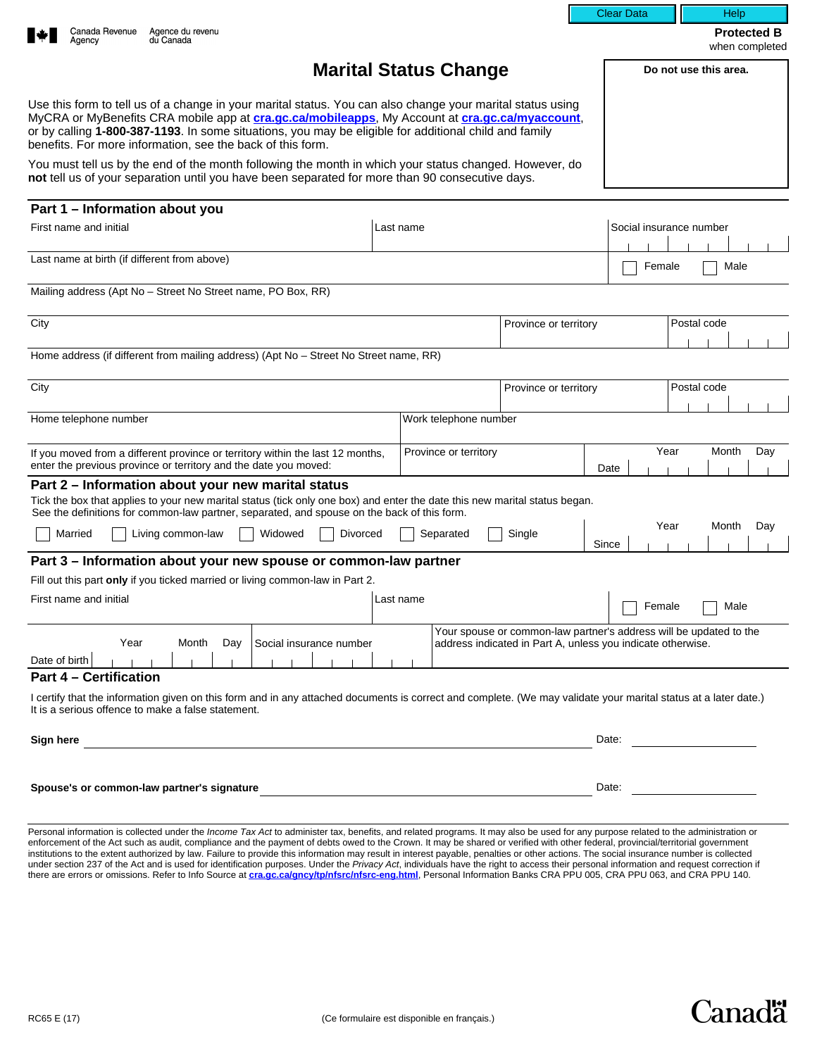Clear Data | Help

Canada Revenue Agency / Agence du revenu du Canada

**Protected B** when completed

# Marital Status Change

**Do not use this area.**

Use this form to tell us of a change in your marital status. You can also change your marital status using MyCRA or MyBenefits CRA mobile app at **cra.gc.ca/mobileapps**, My Account at **cra.gc.ca/myaccount**, or by calling **1-800-387-1193**. In some situations, you may be eligible for additional child and family benefits. For more information, see the back of this form.

You must tell us by the end of the month following the month in which your status changed. However, do **not** tell us of your separation until you have been separated for more than 90 consecutive days.

## Part 1 – Information about you

| First name and initial | Last name | Social insurance number |
|---|---|---|
| Last name at birth (if different from above) | | ☐ Female ☐ Male |

Mailing address (Apt No – Street No Street name, PO Box, RR)

| City | Province or territory | Postal code |
|---|---|---|

Home address (if different from mailing address) (Apt No – Street No Street name, RR)

| City | Province or territory | Postal code |
|---|---|---|

| Home telephone number | Work telephone number |
|---|---|

| If you moved from a different province or territory within the last 12 months, enter the previous province or territory and the date you moved: | Province or territory | Date (Year Month Day) |
|---|---|---|

## Part 2 – Information about your new marital status

Tick the box that applies to your new marital status (tick only one box) and enter the date this new marital status began.
See the definitions for common-law partner, separated, and spouse on the back of this form.

☐ Married ☐ Living common-law ☐ Widowed ☐ Divorced ☐ Separated ☐ Single

Since (Year Month Day)

## Part 3 – Information about your new spouse or common-law partner

Fill out this part **only** if you ticked married or living common-law in Part 2.

| First name and initial | Last name | ☐ Female ☐ Male |
|---|---|---|
| Date of birth (Year Month Day) | Social insurance number | Your spouse or common-law partner's address will be updated to the address indicated in Part A, unless you indicate otherwise. |

## Part 4 – Certification

I certify that the information given on this form and in any attached documents is correct and complete. (We may validate your marital status at a later date.) It is a serious offence to make a false statement.

**Sign here** \_\_\_\_\_\_\_\_\_\_\_\_\_\_\_\_\_\_\_\_ Date: \_\_\_\_\_\_\_\_\_\_

**Spouse's or common-law partner's signature** \_\_\_\_\_\_\_\_\_\_\_\_\_\_\_\_\_\_\_\_ Date: \_\_\_\_\_\_\_\_\_\_

Personal information is collected under the *Income Tax Act* to administer tax, benefits, and related programs. It may also be used for any purpose related to the administration or enforcement of the Act such as audit, compliance and the payment of debts owed to the Crown. It may be shared or verified with other federal, provincial/territorial government institutions to the extent authorized by law. Failure to provide this information may result in interest payable, penalties or other actions. The social insurance number is collected under section 237 of the Act and is used for identification purposes. Under the *Privacy Act*, individuals have the right to access their personal information and request correction if there are errors or omissions. Refer to Info Source at **cra.gc.ca/gncy/tp/nfsrc/nfsrc-eng.html**, Personal Information Banks CRA PPU 005, CRA PPU 063, and CRA PPU 140.

RC65 E (17) (Ce formulaire est disponible en français.) Canada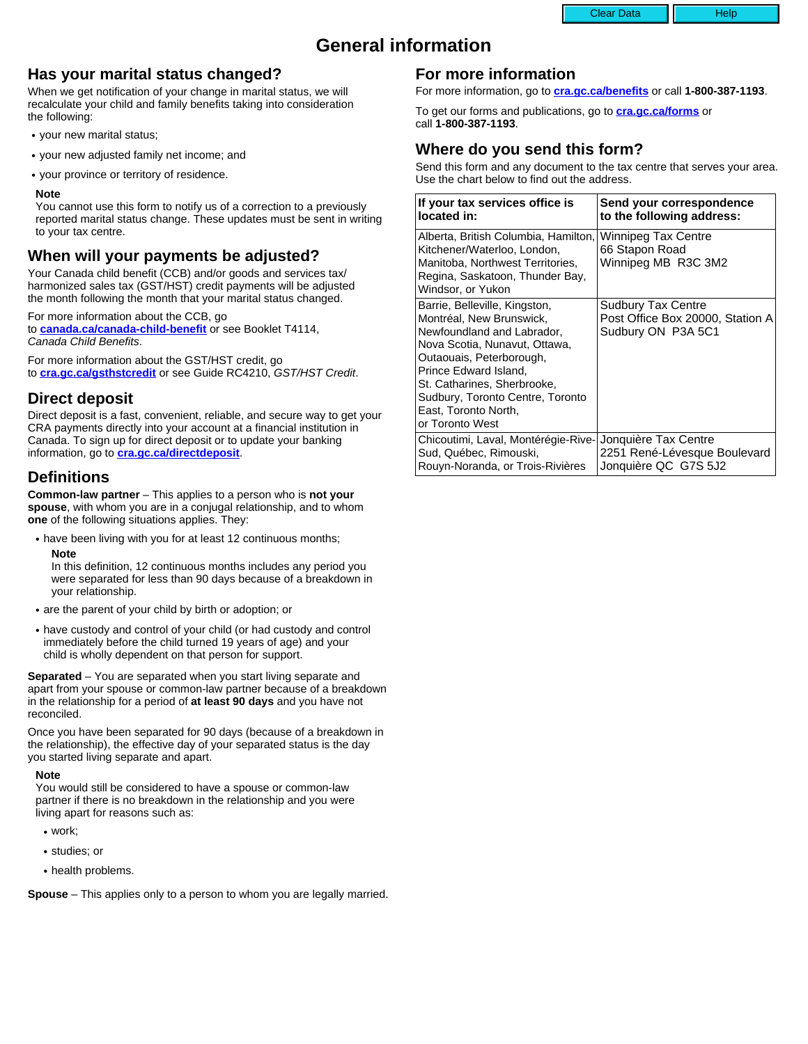# General information

## Has your marital status changed?

When we get notification of your change in marital status, we will recalculate your child and family benefits taking into consideration the following:

- your new marital status;
- your new adjusted family net income; and
- your province or territory of residence.

**Note**
You cannot use this form to notify us of a correction to a previously reported marital status change. These updates must be sent in writing to your tax centre.

## When will your payments be adjusted?

Your Canada child benefit (CCB) and/or goods and services tax/harmonized sales tax (GST/HST) credit payments will be adjusted the month following the month that your marital status changed.

For more information about the CCB, go to **canada.ca/canada-child-benefit** or see Booklet T4114, *Canada Child Benefits*.

For more information about the GST/HST credit, go to **cra.gc.ca/gsthstcredit** or see Guide RC4210, *GST/HST Credit*.

## Direct deposit

Direct deposit is a fast, convenient, reliable, and secure way to get your CRA payments directly into your account at a financial institution in Canada. To sign up for direct deposit or to update your banking information, go to **cra.gc.ca/directdeposit**.

## Definitions

**Common-law partner** – This applies to a person who is **not your spouse**, with whom you are in a conjugal relationship, and to whom **one** of the following situations applies. They:

- have been living with you for at least 12 continuous months;

  **Note**
  In this definition, 12 continuous months includes any period you were separated for less than 90 days because of a breakdown in your relationship.

- are the parent of your child by birth or adoption; or
- have custody and control of your child (or had custody and control immediately before the child turned 19 years of age) and your child is wholly dependent on that person for support.

**Separated** – You are separated when you start living separate and apart from your spouse or common-law partner because of a breakdown in the relationship for a period of **at least 90 days** and you have not reconciled.

Once you have been separated for 90 days (because of a breakdown in the relationship), the effective day of your separated status is the day you started living separate and apart.

**Note**
You would still be considered to have a spouse or common-law partner if there is no breakdown in the relationship and you were living apart for reasons such as:

- work;
- studies; or
- health problems.

**Spouse** – This applies only to a person to whom you are legally married.

## For more information

For more information, go to **cra.gc.ca/benefits** or call **1-800-387-1193**.

To get our forms and publications, go to **cra.gc.ca/forms** or call **1-800-387-1193**.

## Where do you send this form?

Send this form and any document to the tax centre that serves your area. Use the chart below to find out the address.

| If your tax services office is located in: | Send your correspondence to the following address: |
|---|---|
| Alberta, British Columbia, Hamilton, Kitchener/Waterloo, London, Manitoba, Northwest Territories, Regina, Saskatoon, Thunder Bay, Windsor, or Yukon | Winnipeg Tax Centre<br>66 Stapon Road<br>Winnipeg MB R3C 3M2 |
| Barrie, Belleville, Kingston, Montréal, New Brunswick, Newfoundland and Labrador, Nova Scotia, Nunavut, Ottawa, Outaouais, Peterborough, Prince Edward Island, St. Catharines, Sherbrooke, Sudbury, Toronto Centre, Toronto East, Toronto North, or Toronto West | Sudbury Tax Centre<br>Post Office Box 20000, Station A<br>Sudbury ON P3A 5C1 |
| Chicoutimi, Laval, Montérégie-Rive-Sud, Québec, Rimouski, Rouyn-Noranda, or Trois-Rivières | Jonquière Tax Centre<br>2251 René-Lévesque Boulevard<br>Jonquière QC G7S 5J2 |